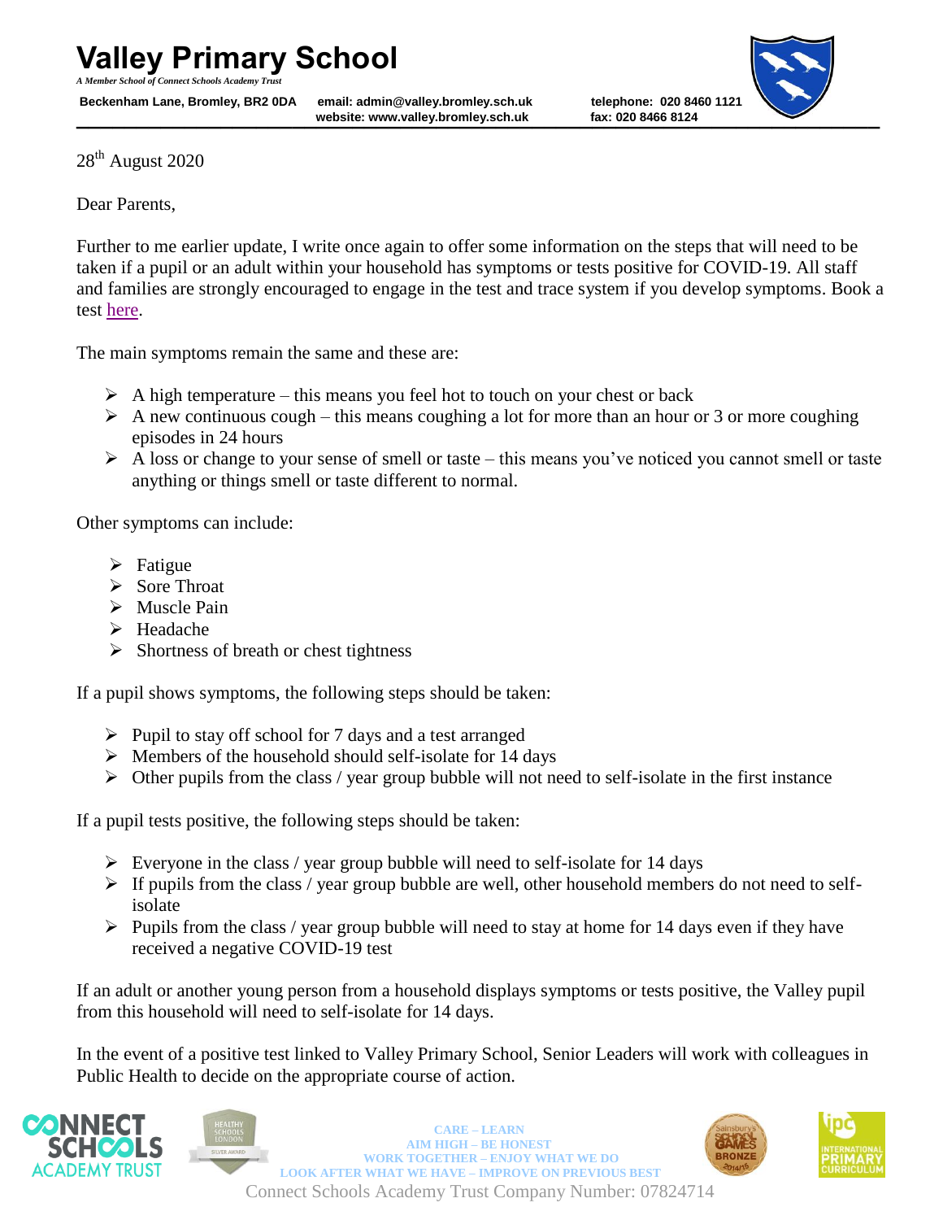# Valley Primary School

*A Member School of Connect Schools Academy Trust*

**Beckenham Lane, Bromley, BR2 0DA** **email: admin@valley.bromley.sch.uk** **website: www.valley.bromley.sch.uk** **telephone: 020 8460 1121** **fax: 020 8466 8124**

28th August 2020

Dear Parents,

Further to me earlier update, I write once again to offer some information on the steps that will need to be taken if a pupil or an adult within your household has symptoms or tests positive for COVID-19. All staff and families are strongly encouraged to engage in the test and trace system if you develop symptoms. Book a test here.

The main symptoms remain the same and these are:

- A high temperature – this means you feel hot to touch on your chest or back
- A new continuous cough – this means coughing a lot for more than an hour or 3 or more coughing episodes in 24 hours
- A loss or change to your sense of smell or taste – this means you've noticed you cannot smell or taste anything or things smell or taste different to normal.

Other symptoms can include:

- Fatigue
- Sore Throat
- Muscle Pain
- Headache
- Shortness of breath or chest tightness

If a pupil shows symptoms, the following steps should be taken:

- Pupil to stay off school for 7 days and a test arranged
- Members of the household should self-isolate for 14 days
- Other pupils from the class / year group bubble will not need to self-isolate in the first instance

If a pupil tests positive, the following steps should be taken:

- Everyone in the class / year group bubble will need to self-isolate for 14 days
- If pupils from the class / year group bubble are well, other household members do not need to self-isolate
- Pupils from the class / year group bubble will need to stay at home for 14 days even if they have received a negative COVID-19 test

If an adult or another young person from a household displays symptoms or tests positive, the Valley pupil from this household will need to self-isolate for 14 days.

In the event of a positive test linked to Valley Primary School, Senior Leaders will work with colleagues in Public Health to decide on the appropriate course of action.

CARE – LEARN
AIM HIGH – BE HONEST
WORK TOGETHER – ENJOY WHAT WE DO
LOOK AFTER WHAT WE HAVE – IMPROVE ON PREVIOUS BEST

Connect Schools Academy Trust Company Number: 07824714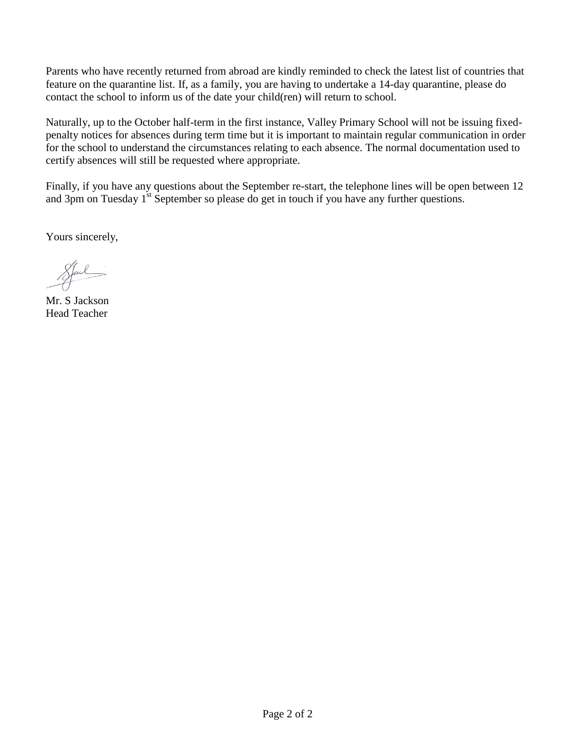Parents who have recently returned from abroad are kindly reminded to check the latest list of countries that feature on the quarantine list. If, as a family, you are having to undertake a 14-day quarantine, please do contact the school to inform us of the date your child(ren) will return to school.

Naturally, up to the October half-term in the first instance, Valley Primary School will not be issuing fixed-penalty notices for absences during term time but it is important to maintain regular communication in order for the school to understand the circumstances relating to each absence. The normal documentation used to certify absences will still be requested where appropriate.

Finally, if you have any questions about the September re-start, the telephone lines will be open between 12 and 3pm on Tuesday 1st September so please do get in touch if you have any further questions.

Yours sincerely,

Mr. S Jackson
Head Teacher